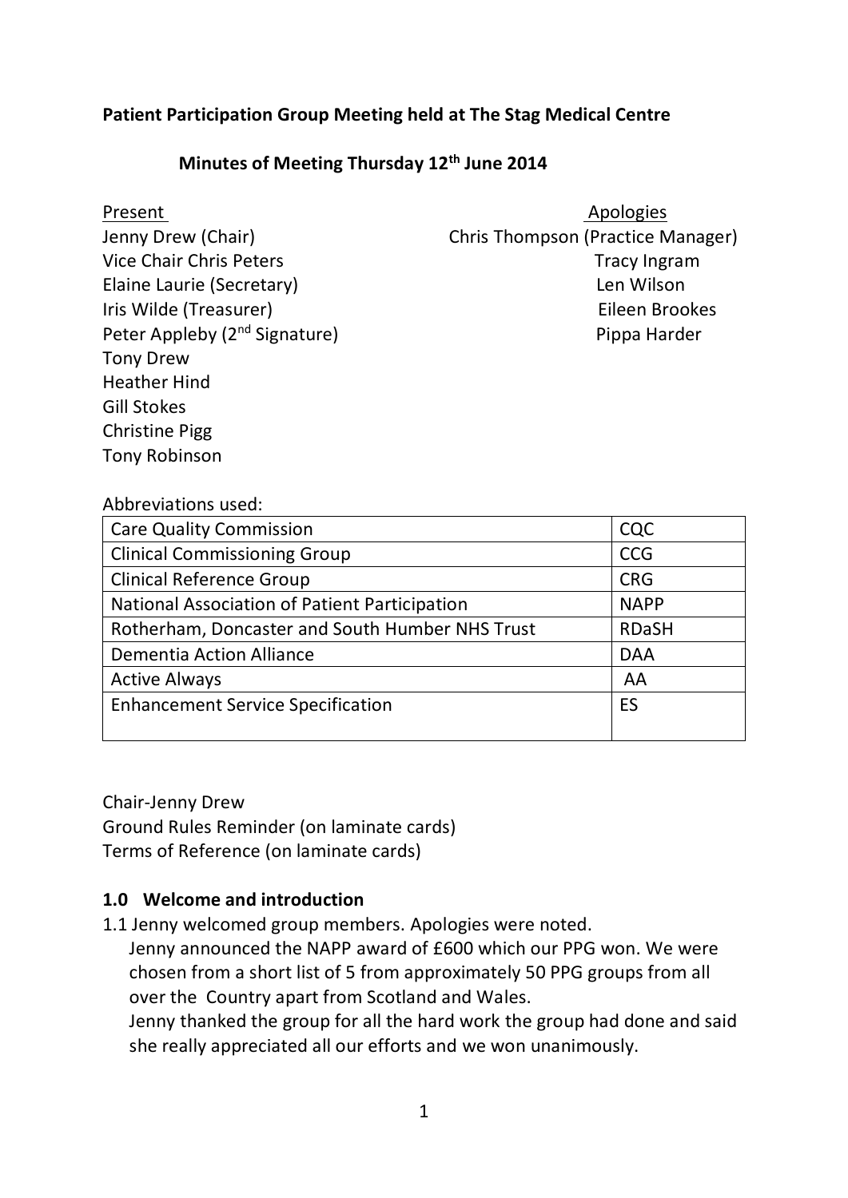**Patient Participation Group Meeting held at The Stag Medical Centre**

**Minutes of Meeting Thursday 12th June 2014**

| Present | Apologies |
|---|---|
| Jenny Drew (Chair) | Chris Thompson (Practice Manager) |
| Vice Chair Chris Peters | Tracy Ingram |
| Elaine Laurie (Secretary) | Len Wilson |
| Iris Wilde (Treasurer) | Eileen Brookes |
| Peter Appleby (2nd Signature) | Pippa Harder |
| Tony Drew | |
| Heather Hind | |
| Gill Stokes | |
| Christine Pigg | |
| Tony Robinson | |

Abbreviations used:

| | |
|---|---|
| Care Quality Commission | CQC |
| Clinical Commissioning Group | CCG |
| Clinical Reference Group | CRG |
| National Association of Patient Participation | NAPP |
| Rotherham, Doncaster and South Humber NHS Trust | RDaSH |
| Dementia Action Alliance | DAA |
| Active Always | AA |
| Enhancement Service Specification | ES |

Chair-Jenny Drew

Ground Rules Reminder (on laminate cards)

Terms of Reference (on laminate cards)

## 1.0 Welcome and introduction

1.1 Jenny welcomed group members. Apologies were noted.

Jenny announced the NAPP award of £600 which our PPG won. We were chosen from a short list of 5 from approximately 50 PPG groups from all over the Country apart from Scotland and Wales.

Jenny thanked the group for all the hard work the group had done and said she really appreciated all our efforts and we won unanimously.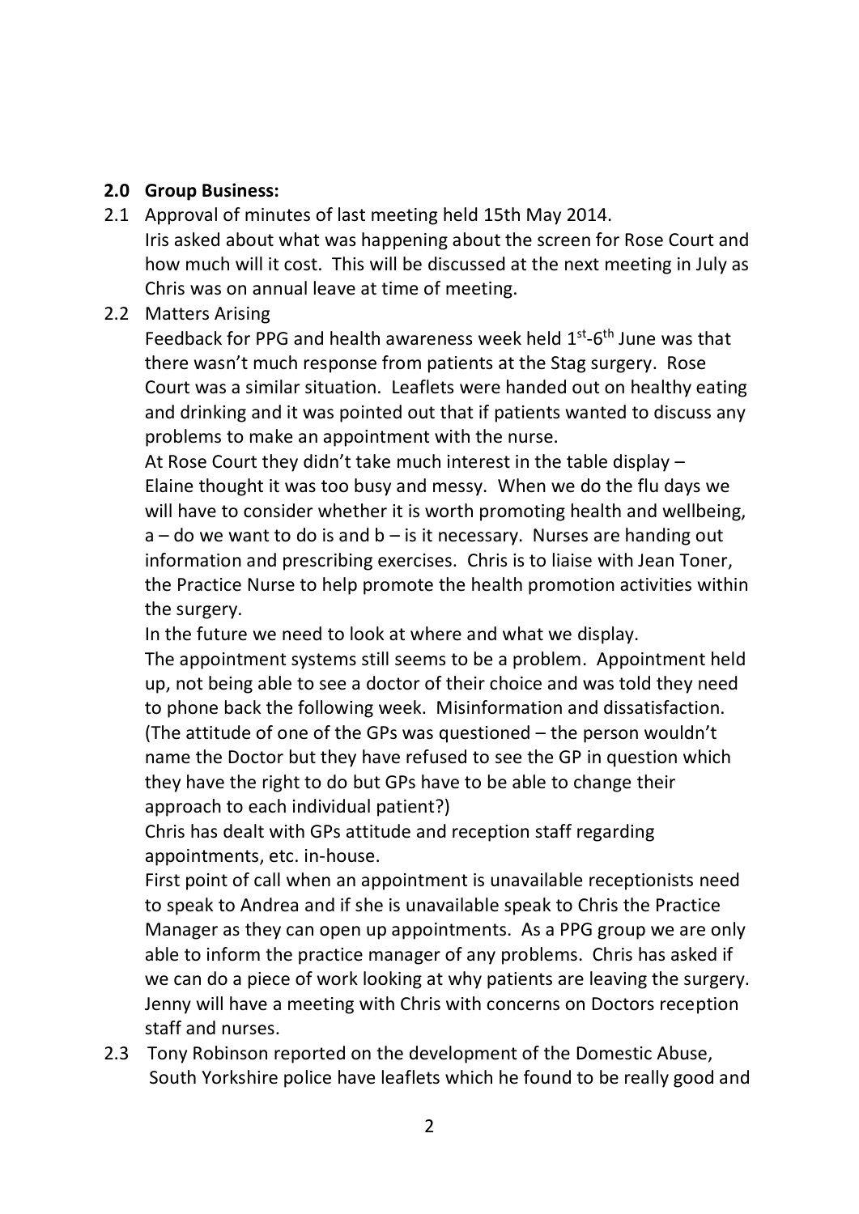**2.0 Group Business:**

2.1 Approval of minutes of last meeting held 15th May 2014.
Iris asked about what was happening about the screen for Rose Court and how much will it cost. This will be discussed at the next meeting in July as Chris was on annual leave at time of meeting.

2.2 Matters Arising
Feedback for PPG and health awareness week held 1st-6th June was that there wasn't much response from patients at the Stag surgery. Rose Court was a similar situation. Leaflets were handed out on healthy eating and drinking and it was pointed out that if patients wanted to discuss any problems to make an appointment with the nurse.
At Rose Court they didn't take much interest in the table display – Elaine thought it was too busy and messy. When we do the flu days we will have to consider whether it is worth promoting health and wellbeing, a – do we want to do is and b – is it necessary. Nurses are handing out information and prescribing exercises. Chris is to liaise with Jean Toner, the Practice Nurse to help promote the health promotion activities within the surgery.
In the future we need to look at where and what we display.
The appointment systems still seems to be a problem. Appointment held up, not being able to see a doctor of their choice and was told they need to phone back the following week. Misinformation and dissatisfaction. (The attitude of one of the GPs was questioned – the person wouldn't name the Doctor but they have refused to see the GP in question which they have the right to do but GPs have to be able to change their approach to each individual patient?)
Chris has dealt with GPs attitude and reception staff regarding appointments, etc. in-house.
First point of call when an appointment is unavailable receptionists need to speak to Andrea and if she is unavailable speak to Chris the Practice Manager as they can open up appointments. As a PPG group we are only able to inform the practice manager of any problems. Chris has asked if we can do a piece of work looking at why patients are leaving the surgery. Jenny will have a meeting with Chris with concerns on Doctors reception staff and nurses.

2.3 Tony Robinson reported on the development of the Domestic Abuse, South Yorkshire police have leaflets which he found to be really good and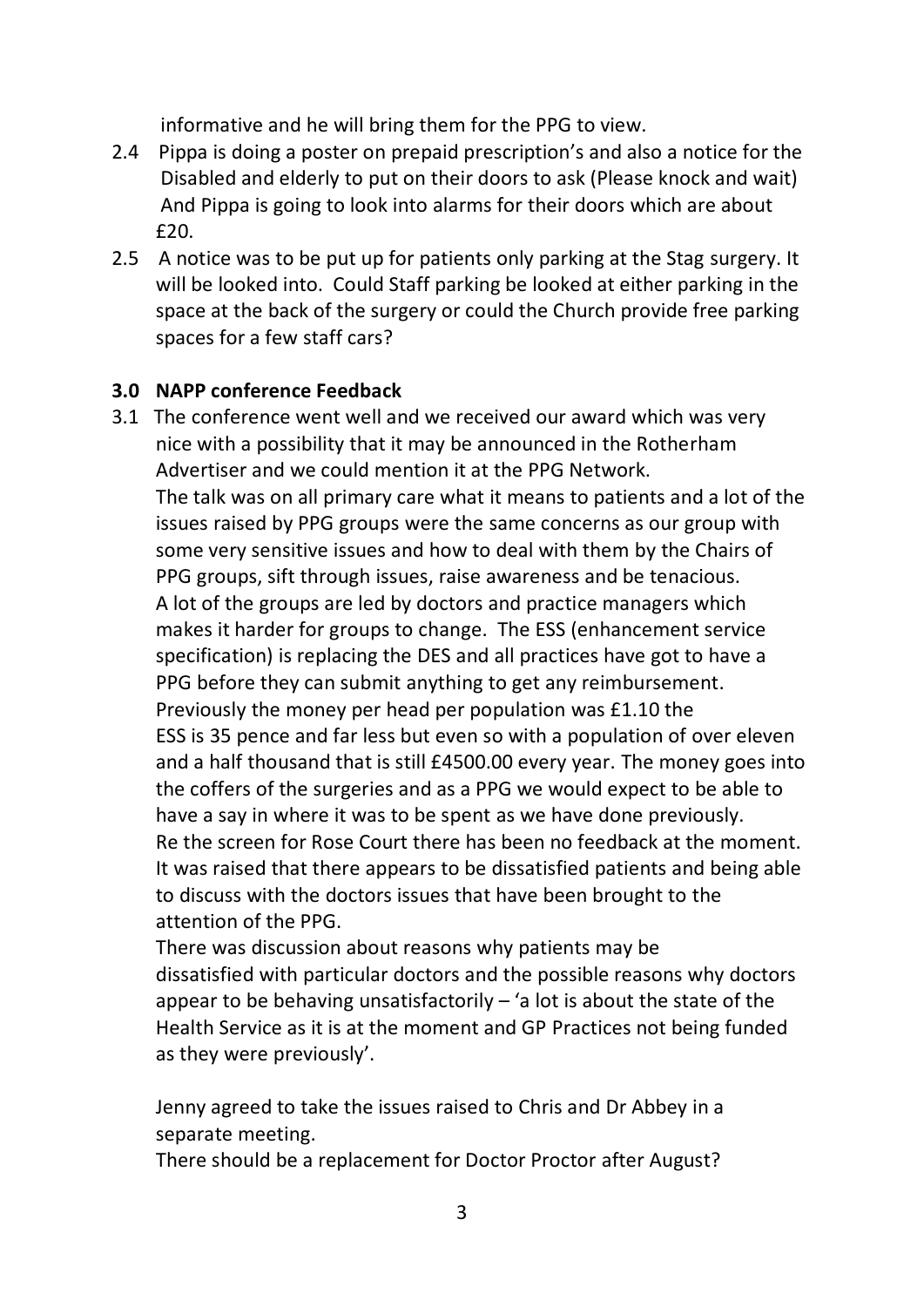informative and he will bring them for the PPG to view.

2.4 Pippa is doing a poster on prepaid prescription's and also a notice for the Disabled and elderly to put on their doors to ask (Please knock and wait) And Pippa is going to look into alarms for their doors which are about £20.

2.5 A notice was to be put up for patients only parking at the Stag surgery. It will be looked into. Could Staff parking be looked at either parking in the space at the back of the surgery or could the Church provide free parking spaces for a few staff cars?

**3.0 NAPP conference Feedback**

3.1 The conference went well and we received our award which was very nice with a possibility that it may be announced in the Rotherham Advertiser and we could mention it at the PPG Network.
The talk was on all primary care what it means to patients and a lot of the issues raised by PPG groups were the same concerns as our group with some very sensitive issues and how to deal with them by the Chairs of PPG groups, sift through issues, raise awareness and be tenacious.
A lot of the groups are led by doctors and practice managers which makes it harder for groups to change. The ESS (enhancement service specification) is replacing the DES and all practices have got to have a PPG before they can submit anything to get any reimbursement. Previously the money per head per population was £1.10 the ESS is 35 pence and far less but even so with a population of over eleven and a half thousand that is still £4500.00 every year. The money goes into the coffers of the surgeries and as a PPG we would expect to be able to have a say in where it was to be spent as we have done previously.
Re the screen for Rose Court there has been no feedback at the moment.
It was raised that there appears to be dissatisfied patients and being able to discuss with the doctors issues that have been brought to the attention of the PPG.
There was discussion about reasons why patients may be dissatisfied with particular doctors and the possible reasons why doctors appear to be behaving unsatisfactorily – 'a lot is about the state of the Health Service as it is at the moment and GP Practices not being funded as they were previously'.

Jenny agreed to take the issues raised to Chris and Dr Abbey in a separate meeting.
There should be a replacement for Doctor Proctor after August?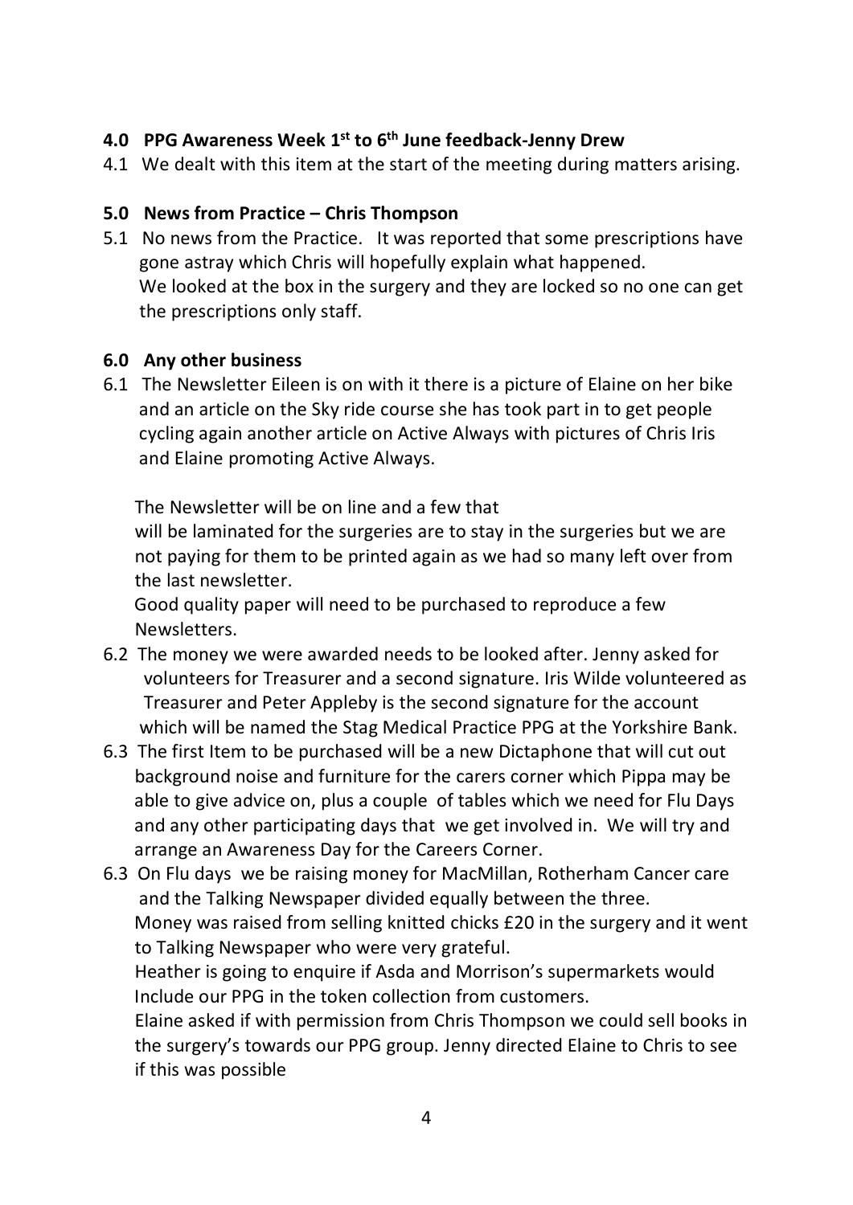**4.0 PPG Awareness Week 1st to 6th June feedback-Jenny Drew**

4.1 We dealt with this item at the start of the meeting during matters arising.

**5.0 News from Practice – Chris Thompson**

5.1 No news from the Practice. It was reported that some prescriptions have gone astray which Chris will hopefully explain what happened. We looked at the box in the surgery and they are locked so no one can get the prescriptions only staff.

**6.0 Any other business**

6.1 The Newsletter Eileen is on with it there is a picture of Elaine on her bike and an article on the Sky ride course she has took part in to get people cycling again another article on Active Always with pictures of Chris Iris and Elaine promoting Active Always.

The Newsletter will be on line and a few that will be laminated for the surgeries are to stay in the surgeries but we are not paying for them to be printed again as we had so many left over from the last newsletter.

Good quality paper will need to be purchased to reproduce a few Newsletters.

6.2 The money we were awarded needs to be looked after. Jenny asked for volunteers for Treasurer and a second signature. Iris Wilde volunteered as Treasurer and Peter Appleby is the second signature for the account which will be named the Stag Medical Practice PPG at the Yorkshire Bank.

6.3 The first Item to be purchased will be a new Dictaphone that will cut out background noise and furniture for the carers corner which Pippa may be able to give advice on, plus a couple of tables which we need for Flu Days and any other participating days that we get involved in. We will try and arrange an Awareness Day for the Careers Corner.

6.3 On Flu days we be raising money for MacMillan, Rotherham Cancer care and the Talking Newspaper divided equally between the three.

Money was raised from selling knitted chicks £20 in the surgery and it went to Talking Newspaper who were very grateful.

Heather is going to enquire if Asda and Morrison's supermarkets would Include our PPG in the token collection from customers.

Elaine asked if with permission from Chris Thompson we could sell books in the surgery's towards our PPG group. Jenny directed Elaine to Chris to see if this was possible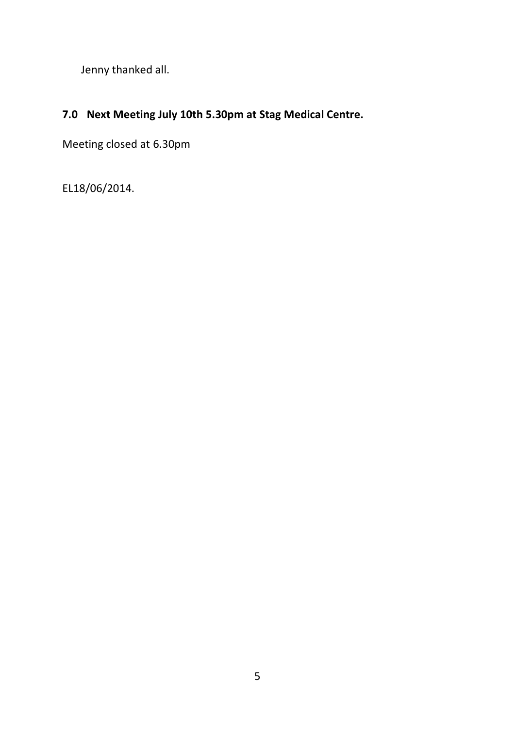Jenny thanked all.

## 7.0 Next Meeting July 10th 5.30pm at Stag Medical Centre.

Meeting closed at 6.30pm

EL18/06/2014.